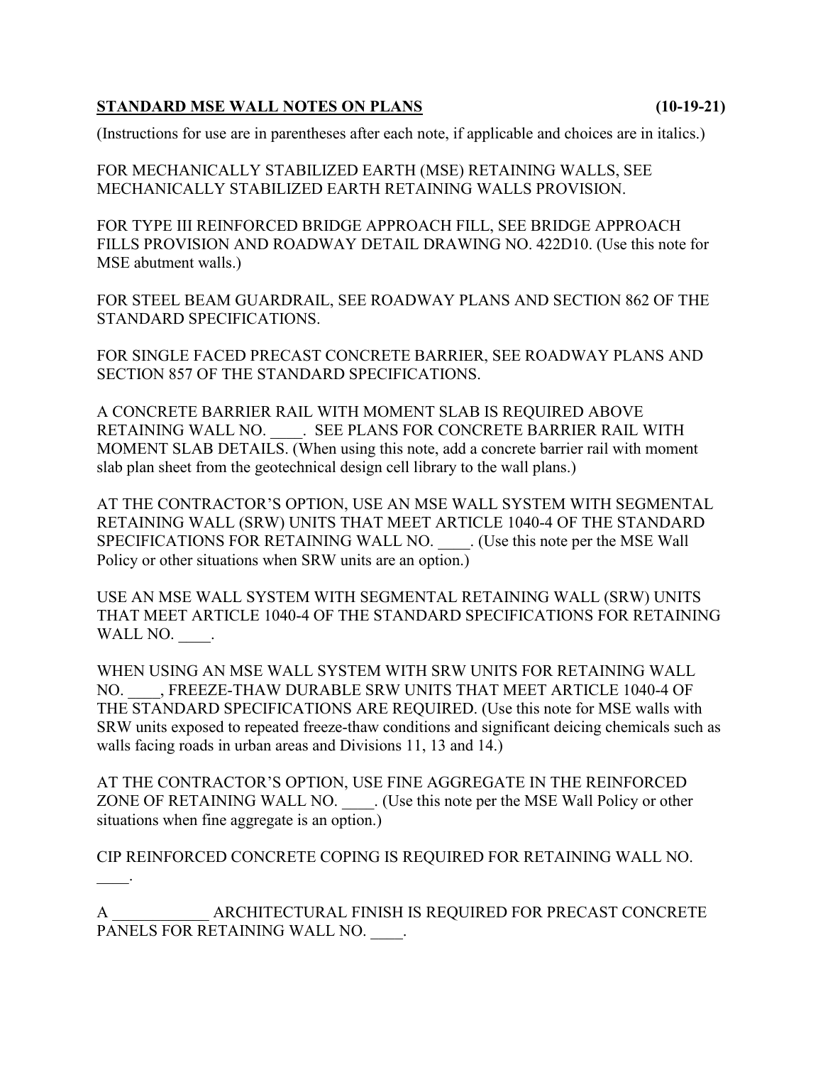**STANDARD MSE WALL NOTES ON PLANS** **(10-19-21)**

(Instructions for use are in parentheses after each note, if applicable and choices are in italics.)

FOR MECHANICALLY STABILIZED EARTH (MSE) RETAINING WALLS, SEE MECHANICALLY STABILIZED EARTH RETAINING WALLS PROVISION.

FOR TYPE III REINFORCED BRIDGE APPROACH FILL, SEE BRIDGE APPROACH FILLS PROVISION AND ROADWAY DETAIL DRAWING NO. 422D10. (Use this note for MSE abutment walls.)

FOR STEEL BEAM GUARDRAIL, SEE ROADWAY PLANS AND SECTION 862 OF THE STANDARD SPECIFICATIONS.

FOR SINGLE FACED PRECAST CONCRETE BARRIER, SEE ROADWAY PLANS AND SECTION 857 OF THE STANDARD SPECIFICATIONS.

A CONCRETE BARRIER RAIL WITH MOMENT SLAB IS REQUIRED ABOVE RETAINING WALL NO. ____. SEE PLANS FOR CONCRETE BARRIER RAIL WITH MOMENT SLAB DETAILS. (When using this note, add a concrete barrier rail with moment slab plan sheet from the geotechnical design cell library to the wall plans.)

AT THE CONTRACTOR'S OPTION, USE AN MSE WALL SYSTEM WITH SEGMENTAL RETAINING WALL (SRW) UNITS THAT MEET ARTICLE 1040-4 OF THE STANDARD SPECIFICATIONS FOR RETAINING WALL NO. ____. (Use this note per the MSE Wall Policy or other situations when SRW units are an option.)

USE AN MSE WALL SYSTEM WITH SEGMENTAL RETAINING WALL (SRW) UNITS THAT MEET ARTICLE 1040-4 OF THE STANDARD SPECIFICATIONS FOR RETAINING WALL NO. ____.

WHEN USING AN MSE WALL SYSTEM WITH SRW UNITS FOR RETAINING WALL NO. ____, FREEZE-THAW DURABLE SRW UNITS THAT MEET ARTICLE 1040-4 OF THE STANDARD SPECIFICATIONS ARE REQUIRED. (Use this note for MSE walls with SRW units exposed to repeated freeze-thaw conditions and significant deicing chemicals such as walls facing roads in urban areas and Divisions 11, 13 and 14.)

AT THE CONTRACTOR'S OPTION, USE FINE AGGREGATE IN THE REINFORCED ZONE OF RETAINING WALL NO. ____. (Use this note per the MSE Wall Policy or other situations when fine aggregate is an option.)

CIP REINFORCED CONCRETE COPING IS REQUIRED FOR RETAINING WALL NO. ____.

A ____________ ARCHITECTURAL FINISH IS REQUIRED FOR PRECAST CONCRETE PANELS FOR RETAINING WALL NO. ____.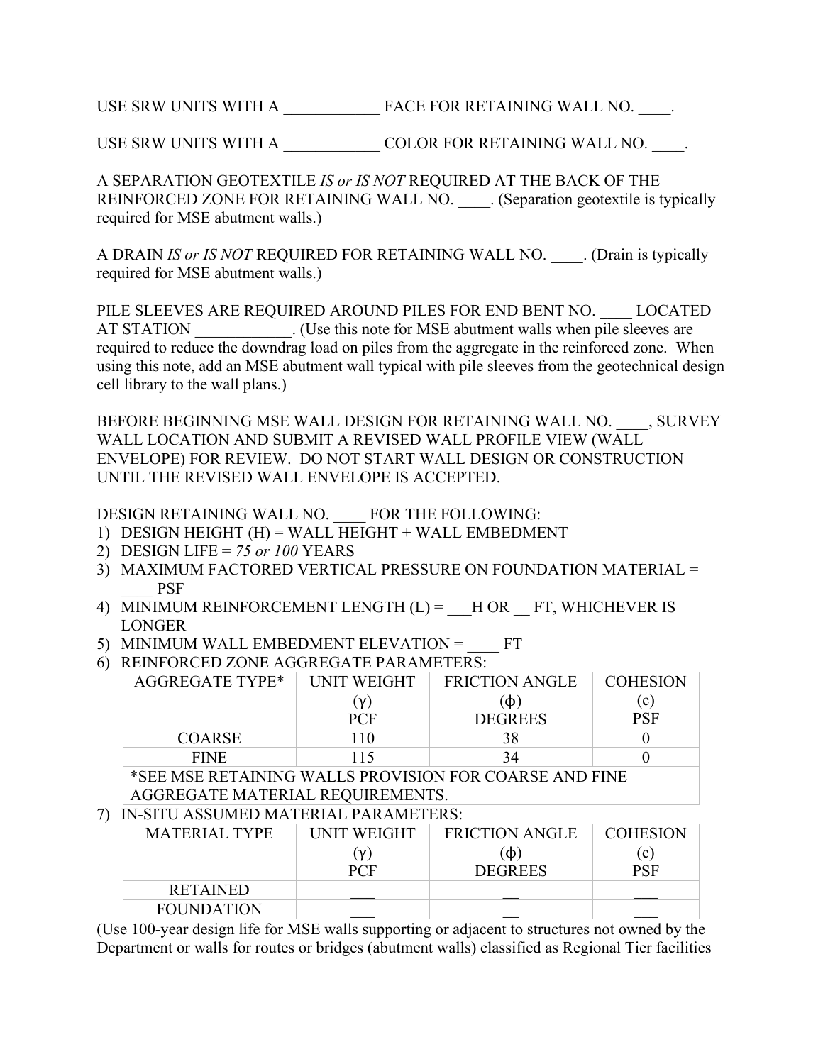USE SRW UNITS WITH A ____________ FACE FOR RETAINING WALL NO. ____.

USE SRW UNITS WITH A ____________ COLOR FOR RETAINING WALL NO. ____.

A SEPARATION GEOTEXTILE *IS or IS NOT* REQUIRED AT THE BACK OF THE REINFORCED ZONE FOR RETAINING WALL NO. ____. (Separation geotextile is typically required for MSE abutment walls.)

A DRAIN *IS or IS NOT* REQUIRED FOR RETAINING WALL NO. ____. (Drain is typically required for MSE abutment walls.)

PILE SLEEVES ARE REQUIRED AROUND PILES FOR END BENT NO. ____ LOCATED AT STATION ____________. (Use this note for MSE abutment walls when pile sleeves are required to reduce the downdrag load on piles from the aggregate in the reinforced zone. When using this note, add an MSE abutment wall typical with pile sleeves from the geotechnical design cell library to the wall plans.)

BEFORE BEGINNING MSE WALL DESIGN FOR RETAINING WALL NO. ____, SURVEY WALL LOCATION AND SUBMIT A REVISED WALL PROFILE VIEW (WALL ENVELOPE) FOR REVIEW. DO NOT START WALL DESIGN OR CONSTRUCTION UNTIL THE REVISED WALL ENVELOPE IS ACCEPTED.

DESIGN RETAINING WALL NO. ____ FOR THE FOLLOWING:

1) DESIGN HEIGHT (H) = WALL HEIGHT + WALL EMBEDMENT
2) DESIGN LIFE = *75 or 100* YEARS
3) MAXIMUM FACTORED VERTICAL PRESSURE ON FOUNDATION MATERIAL = ____ PSF
4) MINIMUM REINFORCEMENT LENGTH (L) = ___H OR __ FT, WHICHEVER IS LONGER
5) MINIMUM WALL EMBEDMENT ELEVATION = ____ FT
6) REINFORCED ZONE AGGREGATE PARAMETERS:

| AGGREGATE TYPE* | UNIT WEIGHT ($\gamma$) PCF | FRICTION ANGLE ($\phi$) DEGREES | COHESION (c) PSF |
|---|---|---|---|
| COARSE | 110 | 38 | 0 |
| FINE | 115 | 34 | 0 |
| *SEE MSE RETAINING WALLS PROVISION FOR COARSE AND FINE AGGREGATE MATERIAL REQUIREMENTS. | | | |

7) IN-SITU ASSUMED MATERIAL PARAMETERS:

| MATERIAL TYPE | UNIT WEIGHT ($\gamma$) PCF | FRICTION ANGLE ($\phi$) DEGREES | COHESION (c) PSF |
|---|---|---|---|
| RETAINED | ___ | __ | ___ |
| FOUNDATION | ___ | __ | ___ |

(Use 100-year design life for MSE walls supporting or adjacent to structures not owned by the Department or walls for routes or bridges (abutment walls) classified as Regional Tier facilities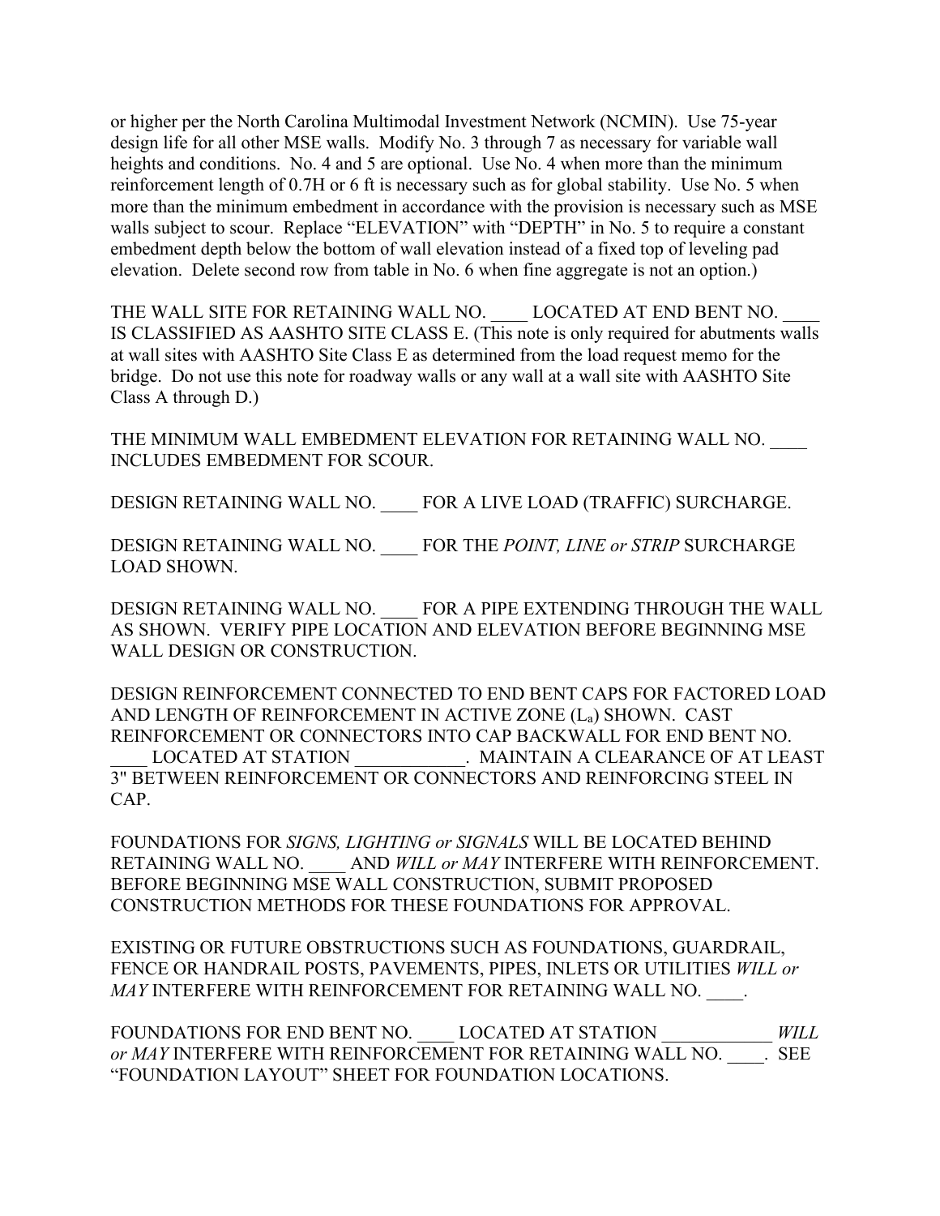or higher per the North Carolina Multimodal Investment Network (NCMIN). Use 75-year design life for all other MSE walls. Modify No. 3 through 7 as necessary for variable wall heights and conditions. No. 4 and 5 are optional. Use No. 4 when more than the minimum reinforcement length of 0.7H or 6 ft is necessary such as for global stability. Use No. 5 when more than the minimum embedment in accordance with the provision is necessary such as MSE walls subject to scour. Replace "ELEVATION" with "DEPTH" in No. 5 to require a constant embedment depth below the bottom of wall elevation instead of a fixed top of leveling pad elevation. Delete second row from table in No. 6 when fine aggregate is not an option.)

THE WALL SITE FOR RETAINING WALL NO. ____ LOCATED AT END BENT NO. ____ IS CLASSIFIED AS AASHTO SITE CLASS E. (This note is only required for abutments walls at wall sites with AASHTO Site Class E as determined from the load request memo for the bridge. Do not use this note for roadway walls or any wall at a wall site with AASHTO Site Class A through D.)

THE MINIMUM WALL EMBEDMENT ELEVATION FOR RETAINING WALL NO. ____ INCLUDES EMBEDMENT FOR SCOUR.

DESIGN RETAINING WALL NO. ____ FOR A LIVE LOAD (TRAFFIC) SURCHARGE.

DESIGN RETAINING WALL NO. ____ FOR THE *POINT, LINE or STRIP* SURCHARGE LOAD SHOWN.

DESIGN RETAINING WALL NO. ____ FOR A PIPE EXTENDING THROUGH THE WALL AS SHOWN. VERIFY PIPE LOCATION AND ELEVATION BEFORE BEGINNING MSE WALL DESIGN OR CONSTRUCTION.

DESIGN REINFORCEMENT CONNECTED TO END BENT CAPS FOR FACTORED LOAD AND LENGTH OF REINFORCEMENT IN ACTIVE ZONE ($L_a$) SHOWN. CAST REINFORCEMENT OR CONNECTORS INTO CAP BACKWALL FOR END BENT NO. ____ LOCATED AT STATION ____________. MAINTAIN A CLEARANCE OF AT LEAST 3" BETWEEN REINFORCEMENT OR CONNECTORS AND REINFORCING STEEL IN CAP.

FOUNDATIONS FOR *SIGNS, LIGHTING or SIGNALS* WILL BE LOCATED BEHIND RETAINING WALL NO. ____ AND *WILL or MAY* INTERFERE WITH REINFORCEMENT. BEFORE BEGINNING MSE WALL CONSTRUCTION, SUBMIT PROPOSED CONSTRUCTION METHODS FOR THESE FOUNDATIONS FOR APPROVAL.

EXISTING OR FUTURE OBSTRUCTIONS SUCH AS FOUNDATIONS, GUARDRAIL, FENCE OR HANDRAIL POSTS, PAVEMENTS, PIPES, INLETS OR UTILITIES *WILL or MAY* INTERFERE WITH REINFORCEMENT FOR RETAINING WALL NO. ____.

FOUNDATIONS FOR END BENT NO. ____ LOCATED AT STATION ____________ *WILL or MAY* INTERFERE WITH REINFORCEMENT FOR RETAINING WALL NO. ____. SEE "FOUNDATION LAYOUT" SHEET FOR FOUNDATION LOCATIONS.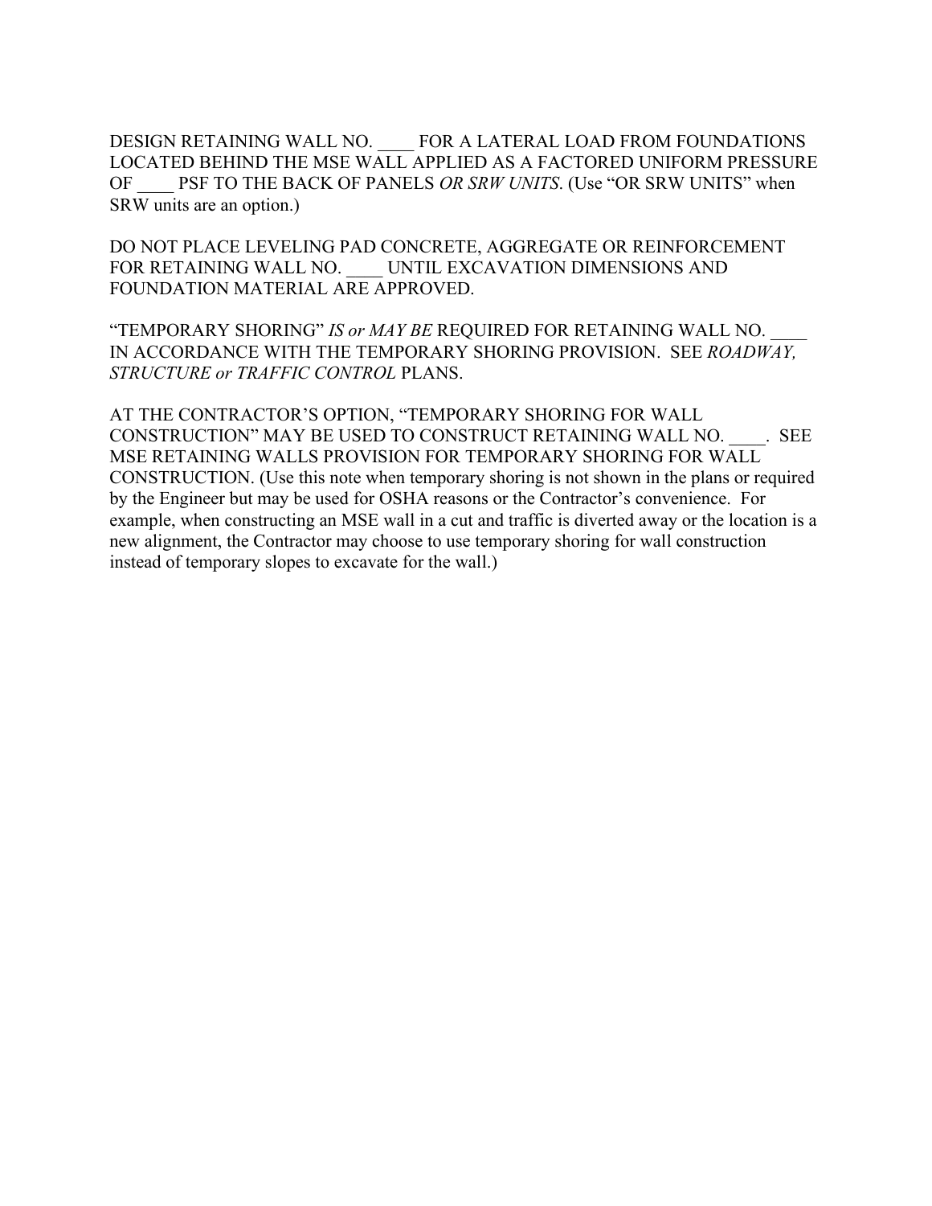DESIGN RETAINING WALL NO. ____ FOR A LATERAL LOAD FROM FOUNDATIONS LOCATED BEHIND THE MSE WALL APPLIED AS A FACTORED UNIFORM PRESSURE OF ____ PSF TO THE BACK OF PANELS *OR SRW UNITS*. (Use "OR SRW UNITS" when SRW units are an option.)

DO NOT PLACE LEVELING PAD CONCRETE, AGGREGATE OR REINFORCEMENT FOR RETAINING WALL NO. ____ UNTIL EXCAVATION DIMENSIONS AND FOUNDATION MATERIAL ARE APPROVED.

"TEMPORARY SHORING" *IS or MAY BE* REQUIRED FOR RETAINING WALL NO. ____ IN ACCORDANCE WITH THE TEMPORARY SHORING PROVISION. SEE *ROADWAY, STRUCTURE or TRAFFIC CONTROL* PLANS.

AT THE CONTRACTOR'S OPTION, "TEMPORARY SHORING FOR WALL CONSTRUCTION" MAY BE USED TO CONSTRUCT RETAINING WALL NO. ____. SEE MSE RETAINING WALLS PROVISION FOR TEMPORARY SHORING FOR WALL CONSTRUCTION. (Use this note when temporary shoring is not shown in the plans or required by the Engineer but may be used for OSHA reasons or the Contractor's convenience. For example, when constructing an MSE wall in a cut and traffic is diverted away or the location is a new alignment, the Contractor may choose to use temporary shoring for wall construction instead of temporary slopes to excavate for the wall.)